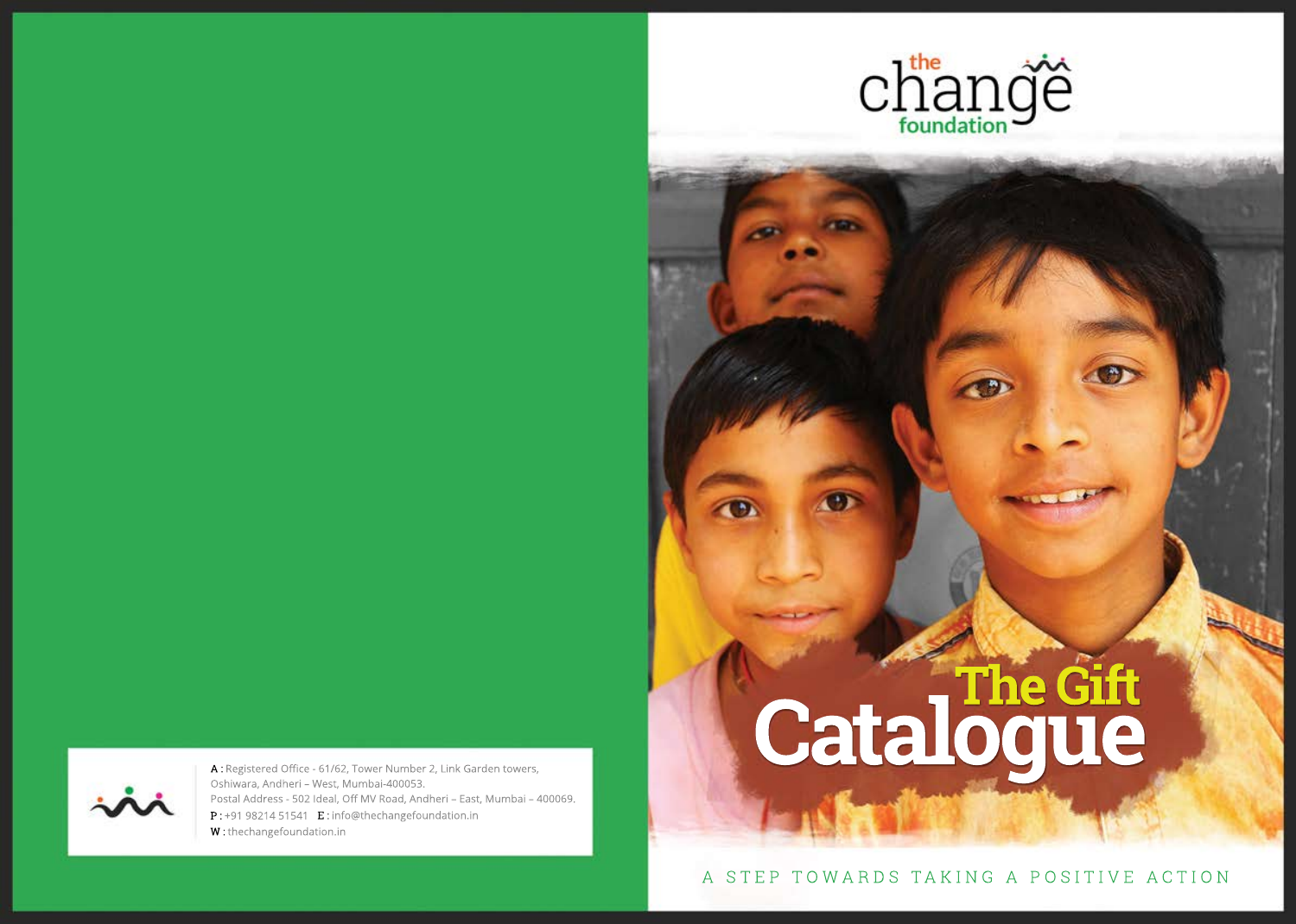the change foundation

# The Gift Catalogue

A STEP TOWARDS TAKING A POSITIVE ACTION

**A :** Registered Office - 61/62, Tower Number 2, Link Garden towers, Oshiwara, Andheri – West, Mumbai-400053.
Postal Address - 502 Ideal, Off MV Road, Andheri – East, Mumbai – 400069.
**P :** +91 98214 51541 **E :** info@thechangefoundation.in
**W :** thechangefoundation.in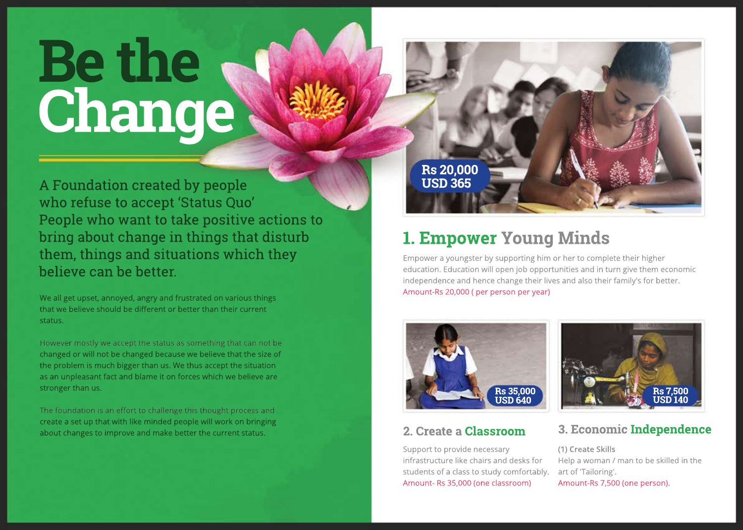# Be the Change

A Foundation created by people who refuse to accept 'Status Quo' People who want to take positive actions to bring about change in things that disturb them, things and situations which they believe can be better.

We all get upset, annoyed, angry and frustrated on various things that we believe should be different or better than their current status.

However mostly we accept the status as something that can not be changed or will not be changed because we believe that the size of the problem is much bigger than us. We thus accept the situation as an unpleasant fact and blame it on forces which we believe are stronger than us.

The foundation is an effort to challenge this thought process and create a set up that with like minded people will work on bringing about changes to improve and make better the current status.

Rs 20,000
USD 365

## 1. Empower Young Minds

Empower a youngster by supporting him or her to complete their higher education. Education will open job opportunities and in turn give them economic independence and hence change their lives and also their family's for better.

Amount-Rs 20,000 ( per person per year)

Rs 35,000
USD 640

## 2. Create a Classroom

Support to provide necessary infrastructure like chairs and desks for students of a class to study comfortably.

Amount- Rs 35,000 (one classroom)

Rs 7,500
USD 140

## 3. Economic Independence

**(1) Create Skills**

Help a woman / man to be skilled in the art of 'Tailoring'.

Amount-Rs 7,500 (one person).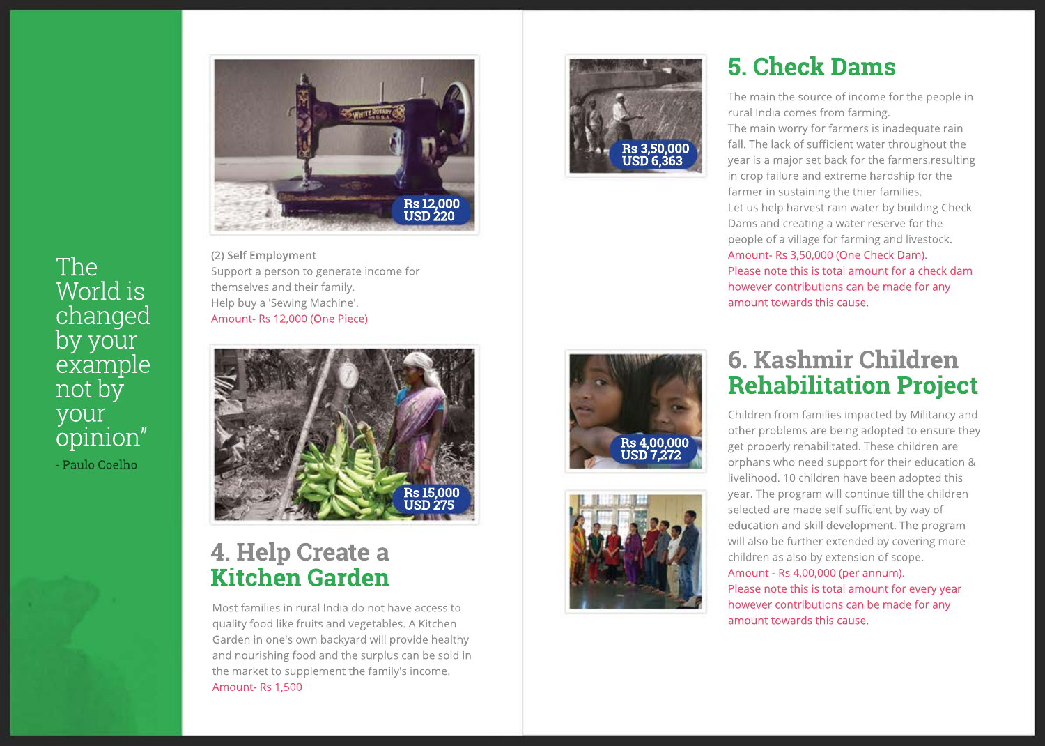The World is changed by your example not by your opinion”

- Paulo Coelho

Rs 12,000
USD 220

(2) Self Employment
Support a person to generate income for themselves and their family.
Help buy a 'Sewing Machine'.
Amount- Rs 12,000 (One Piece)

Rs 15,000
USD 275

## 4. Help Create a Kitchen Garden

Most families in rural India do not have access to quality food like fruits and vegetables. A Kitchen Garden in one's own backyard will provide healthy and nourishing food and the surplus can be sold in the market to supplement the family's income.
Amount- Rs 1,500

Rs 3,50,000
USD 6,363

## 5. Check Dams

The main the source of income for the people in rural India comes from farming.
The main worry for farmers is inadequate rain fall. The lack of sufficient water throughout the year is a major set back for the farmers,resulting in crop failure and extreme hardship for the farmer in sustaining the thier families.
Let us help harvest rain water by building Check Dams and creating a water reserve for the people of a village for farming and livestock.
Amount- Rs 3,50,000 (One Check Dam).
Please note this is total amount for a check dam however contributions can be made for any amount towards this cause.

Rs 4,00,000
USD 7,272

## 6. Kashmir Children Rehabilitation Project

Children from families impacted by Militancy and other problems are being adopted to ensure they get properly rehabilitated. These children are orphans who need support for their education & livelihood. 10 children have been adopted this year. The program will continue till the children selected are made self sufficient by way of education and skill development. The program will also be further extended by covering more children as also by extension of scope.
Amount - Rs 4,00,000 (per annum).
Please note this is total amount for every year however contributions can be made for any amount towards this cause.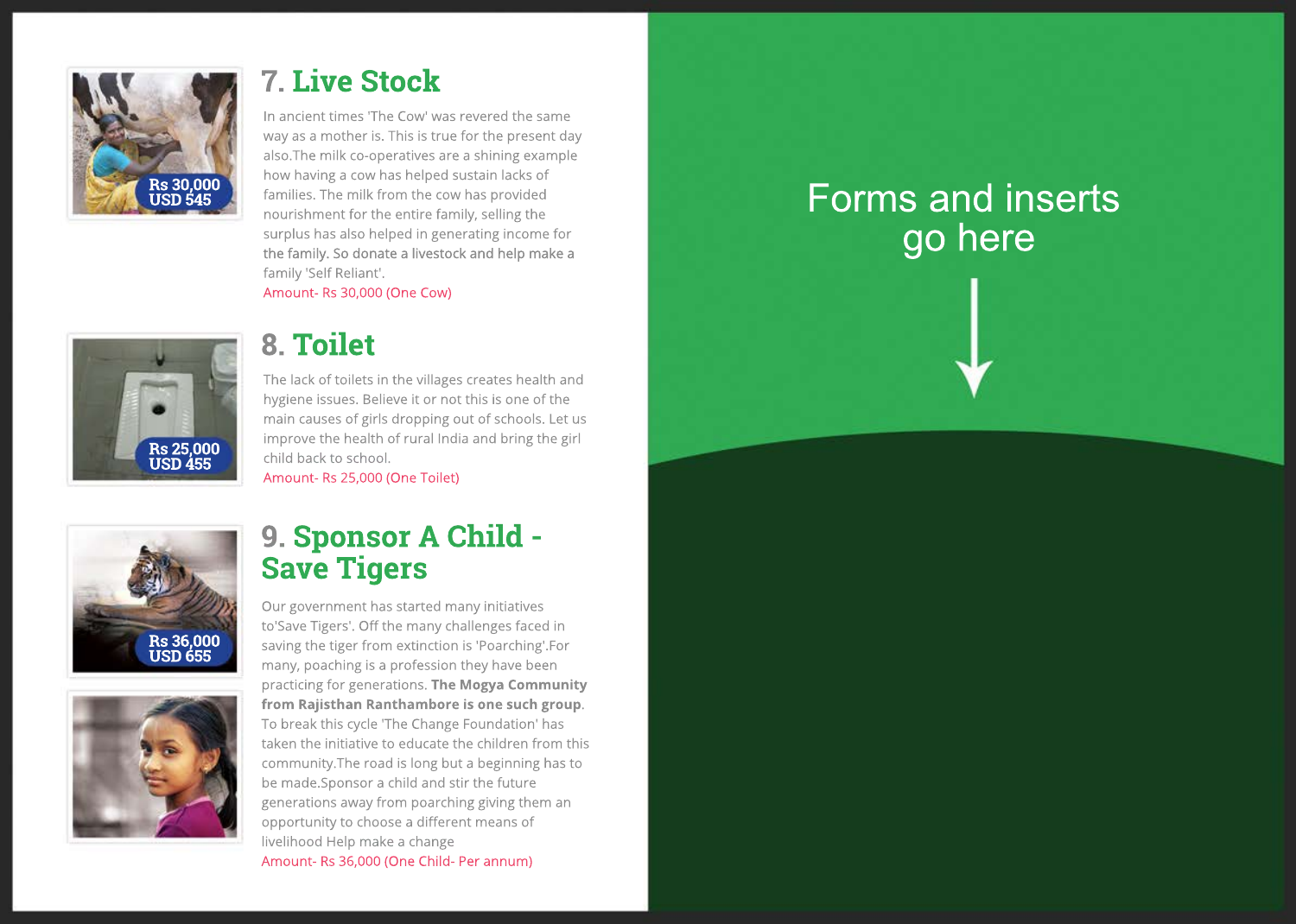## 7. Live Stock

Rs 30,000
USD 545

In ancient times 'The Cow' was revered the same way as a mother is. This is true for the present day also.The milk co-operatives are a shining example how having a cow has helped sustain lacks of families. The milk from the cow has provided nourishment for the entire family, selling the surplus has also helped in generating income for the family. So donate a livestock and help make a family 'Self Reliant'.

Amount- Rs 30,000 (One Cow)

## 8. Toilet

Rs 25,000
USD 455

The lack of toilets in the villages creates health and hygiene issues. Believe it or not this is one of the main causes of girls dropping out of schools. Let us improve the health of rural India and bring the girl child back to school.

Amount- Rs 25,000 (One Toilet)

## 9. Sponsor A Child - Save Tigers

Rs 36,000
USD 655

Our government has started many initiatives to'Save Tigers'. Off the many challenges faced in saving the tiger from extinction is 'Poarching'.For many, poaching is a profession they have been practicing for generations. **The Mogya Community from Rajisthan Ranthambore is one such group**. To break this cycle 'The Change Foundation' has taken the initiative to educate the children from this community.The road is long but a beginning has to be made.Sponsor a child and stir the future generations away from poarching giving them an opportunity to choose a different means of livelihood Help make a change

Amount- Rs 36,000 (One Child- Per annum)

Forms and inserts go here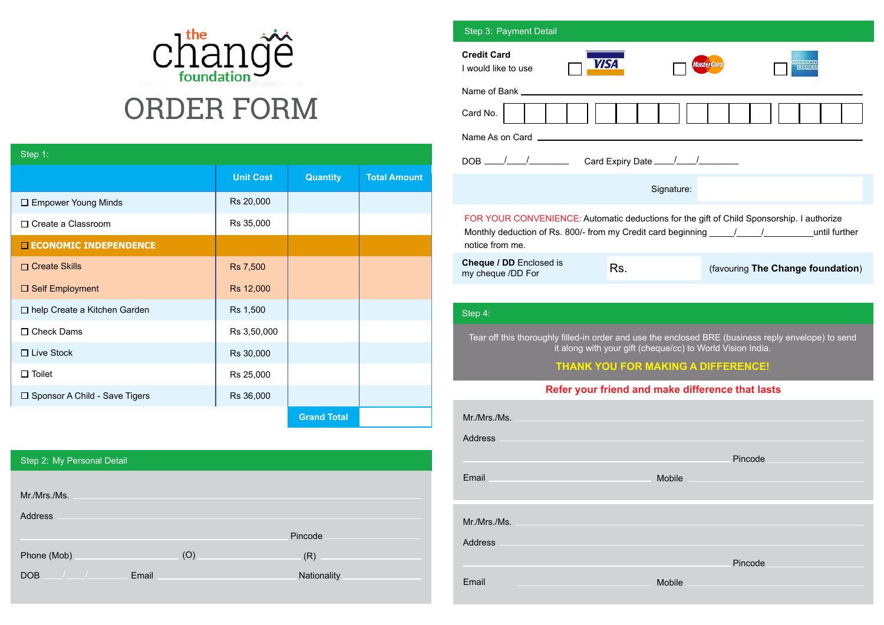the change foundation

# ORDER FORM

## Step 1:

| | Unit Cost | Quantity | Total Amount |
|---|---|---|---|
| ☐ Empower Young Minds | Rs 20,000 | | |
| ☐ Create a Classroom | Rs 35,000 | | |
| ☐ **ECONOMIC INDEPENDENCE** | | | |
| ☐ Create Skills | Rs 7,500 | | |
| ☐ Self Employment | Rs 12,000 | | |
| ☐ help Create a Kitchen Garden | Rs 1,500 | | |
| ☐ Check Dams | Rs 3,50,000 | | |
| ☐ Live Stock | Rs 30,000 | | |
| ☐ Toilet | Rs 25,000 | | |
| ☐ Sponsor A Child - Save Tigers | Rs 36,000 | | |
| | | **Grand Total** | |

## Step 2: My Personal Detail

Mr./Mrs./Ms. ____________________

Address ____________________

____________________ Pincode ____________

Phone (Mob) ____________ (O) ____________ (R) ____________

DOB ___/___/______ Email ____________________ Nationality ____________

## Step 3: Payment Detail

**Credit Card**
I would like to use ☐ VISA ☐ MasterCard ☐ American Express

Name of Bank ____________________

Card No. ☐☐☐☐ ☐☐☐☐ ☐☐☐☐ ☐☐☐☐

Name As on Card ____________________

DOB ___/___/______ Card Expiry Date ___/___/______

Signature: ____________________

FOR YOUR CONVENIENCE: Automatic deductions for the gift of Child Sponsorship. I authorize Monthly deduction of Rs. 800/- from my Credit card beginning _____/_____/__________until further notice from me.

**Cheque / DD** Enclosed is my cheque /DD For Rs. ____________ (favouring **The Change foundation**)

## Step 4:

Tear off this thoroughly filled-in order and use the enclosed BRE (business reply envelope) to send it along with your gift (cheque/cc) to World Vision India.

**THANK YOU FOR MAKING A DIFFERENCE!**

**Refer your friend and make difference that lasts**

Mr./Mrs./Ms. ____________________

Address ____________________

____________________ Pincode ____________

Email ____________________ Mobile ____________

Mr./Mrs./Ms. ____________________

Address ____________________

____________________ Pincode ____________

Email ____________________ Mobile ____________